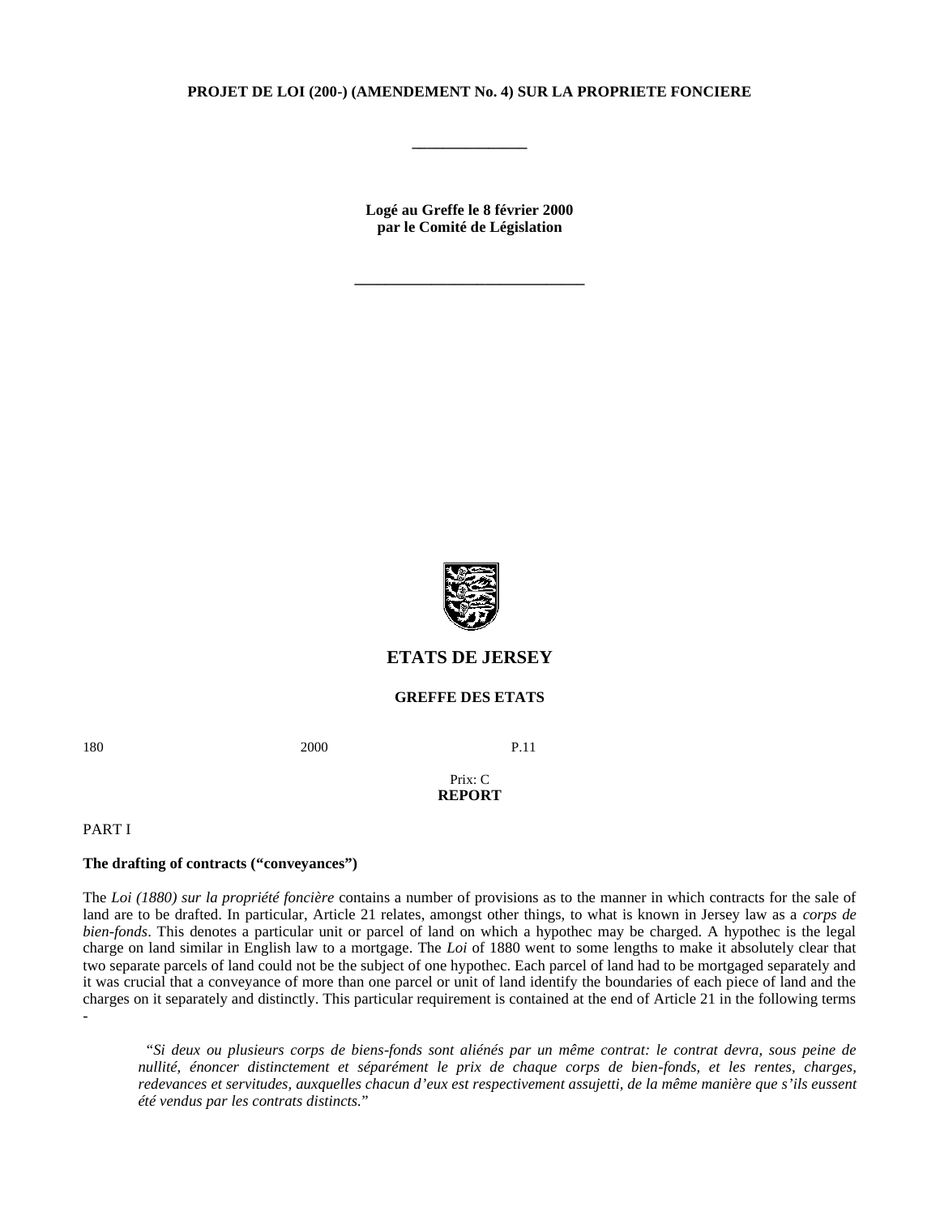**PROJET DE LOI (200-) (AMENDEMENT No. 4) SUR LA PROPRIETE FONCIERE**

\_\_\_\_\_\_\_\_\_\_\_\_\_\_\_

**Logé au Greffe le 8 février 2000**
**par le Comité de Législation**

\_\_\_\_\_\_\_\_\_\_\_\_\_\_\_\_\_\_\_\_\_\_\_\_\_\_\_\_\_\_

**ETATS DE JERSEY**

**GREFFE DES ETATS**

180 2000 P.11

Prix: C

**REPORT**

PART I

**The drafting of contracts ("conveyances")**

The *Loi (1880) sur la propriété foncière* contains a number of provisions as to the manner in which contracts for the sale of land are to be drafted. In particular, Article 21 relates, amongst other things, to what is known in Jersey law as a *corps de bien-fonds*. This denotes a particular unit or parcel of land on which a hypothec may be charged. A hypothec is the legal charge on land similar in English law to a mortgage. The *Loi* of 1880 went to some lengths to make it absolutely clear that two separate parcels of land could not be the subject of one hypothec. Each parcel of land had to be mortgaged separately and it was crucial that a conveyance of more than one parcel or unit of land identify the boundaries of each piece of land and the charges on it separately and distinctly. This particular requirement is contained at the end of Article 21 in the following terms -

> "*Si deux ou plusieurs corps de biens-fonds sont aliénés par un même contrat: le contrat devra, sous peine de nullité, énoncer distinctement et séparément le prix de chaque corps de bien-fonds, et les rentes, charges, redevances et servitudes, auxquelles chacun d'eux est respectivement assujetti, de la même manière que s'ils eussent été vendus par les contrats distincts.*"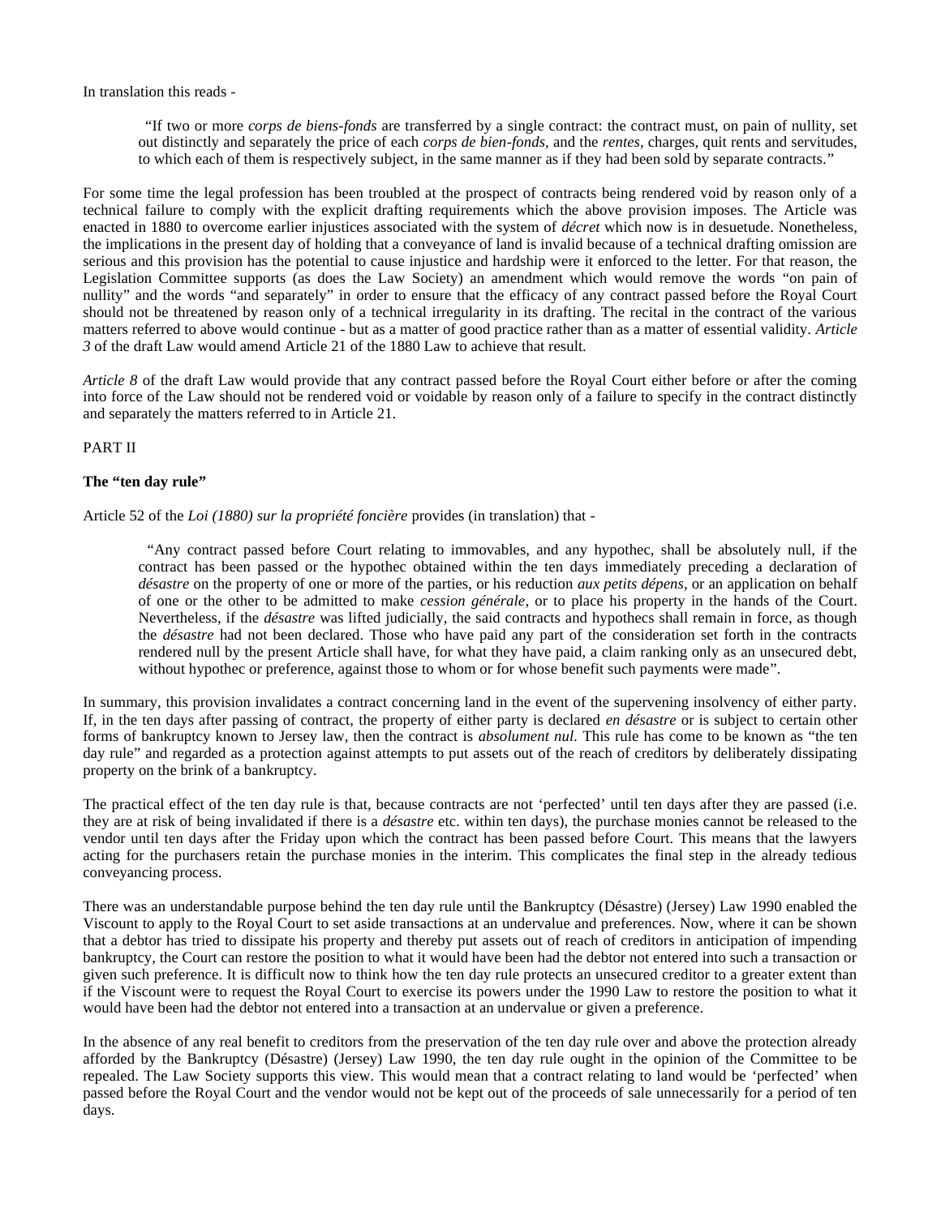In translation this reads -

> "If two or more *corps de biens-fonds* are transferred by a single contract: the contract must, on pain of nullity, set out distinctly and separately the price of each *corps de bien-fonds*, and the *rentes*, charges, quit rents and servitudes, to which each of them is respectively subject, in the same manner as if they had been sold by separate contracts."

For some time the legal profession has been troubled at the prospect of contracts being rendered void by reason only of a technical failure to comply with the explicit drafting requirements which the above provision imposes. The Article was enacted in 1880 to overcome earlier injustices associated with the system of *décret* which now is in desuetude. Nonetheless, the implications in the present day of holding that a conveyance of land is invalid because of a technical drafting omission are serious and this provision has the potential to cause injustice and hardship were it enforced to the letter. For that reason, the Legislation Committee supports (as does the Law Society) an amendment which would remove the words "on pain of nullity" and the words "and separately" in order to ensure that the efficacy of any contract passed before the Royal Court should not be threatened by reason only of a technical irregularity in its drafting. The recital in the contract of the various matters referred to above would continue - but as a matter of good practice rather than as a matter of essential validity. *Article 3* of the draft Law would amend Article 21 of the 1880 Law to achieve that result.

*Article 8* of the draft Law would provide that any contract passed before the Royal Court either before or after the coming into force of the Law should not be rendered void or voidable by reason only of a failure to specify in the contract distinctly and separately the matters referred to in Article 21.

PART II

**The "ten day rule"**

Article 52 of the *Loi (1880) sur la propriété foncière* provides (in translation) that -

> "Any contract passed before Court relating to immovables, and any hypothec, shall be absolutely null, if the contract has been passed or the hypothec obtained within the ten days immediately preceding a declaration of *désastre* on the property of one or more of the parties, or his reduction *aux petits dépens*, or an application on behalf of one or the other to be admitted to make *cession générale*, or to place his property in the hands of the Court. Nevertheless, if the *désastre* was lifted judicially, the said contracts and hypothecs shall remain in force, as though the *désastre* had not been declared. Those who have paid any part of the consideration set forth in the contracts rendered null by the present Article shall have, for what they have paid, a claim ranking only as an unsecured debt, without hypothec or preference, against those to whom or for whose benefit such payments were made".

In summary, this provision invalidates a contract concerning land in the event of the supervening insolvency of either party. If, in the ten days after passing of contract, the property of either party is declared *en désastre* or is subject to certain other forms of bankruptcy known to Jersey law, then the contract is *absolument nul*. This rule has come to be known as "the ten day rule" and regarded as a protection against attempts to put assets out of the reach of creditors by deliberately dissipating property on the brink of a bankruptcy.

The practical effect of the ten day rule is that, because contracts are not 'perfected' until ten days after they are passed (i.e. they are at risk of being invalidated if there is a *désastre* etc. within ten days), the purchase monies cannot be released to the vendor until ten days after the Friday upon which the contract has been passed before Court. This means that the lawyers acting for the purchasers retain the purchase monies in the interim. This complicates the final step in the already tedious conveyancing process.

There was an understandable purpose behind the ten day rule until the Bankruptcy (Désastre) (Jersey) Law 1990 enabled the Viscount to apply to the Royal Court to set aside transactions at an undervalue and preferences. Now, where it can be shown that a debtor has tried to dissipate his property and thereby put assets out of reach of creditors in anticipation of impending bankruptcy, the Court can restore the position to what it would have been had the debtor not entered into such a transaction or given such preference. It is difficult now to think how the ten day rule protects an unsecured creditor to a greater extent than if the Viscount were to request the Royal Court to exercise its powers under the 1990 Law to restore the position to what it would have been had the debtor not entered into a transaction at an undervalue or given a preference.

In the absence of any real benefit to creditors from the preservation of the ten day rule over and above the protection already afforded by the Bankruptcy (Désastre) (Jersey) Law 1990, the ten day rule ought in the opinion of the Committee to be repealed. The Law Society supports this view. This would mean that a contract relating to land would be 'perfected' when passed before the Royal Court and the vendor would not be kept out of the proceeds of sale unnecessarily for a period of ten days.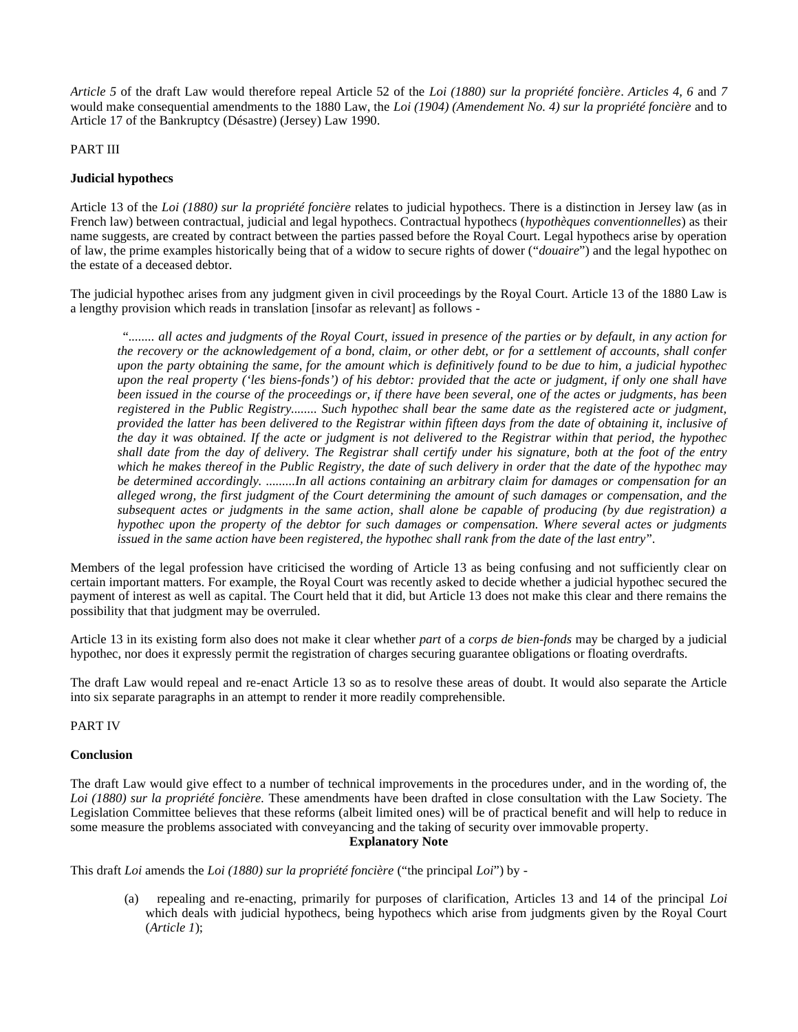*Article 5* of the draft Law would therefore repeal Article 52 of the *Loi (1880) sur la propriété foncière*. *Articles 4, 6* and *7* would make consequential amendments to the 1880 Law, the *Loi (1904) (Amendement No. 4) sur la propriété foncière* and to Article 17 of the Bankruptcy (Désastre) (Jersey) Law 1990.

PART III

**Judicial hypothecs**

Article 13 of the *Loi (1880) sur la propriété foncière* relates to judicial hypothecs. There is a distinction in Jersey law (as in French law) between contractual, judicial and legal hypothecs. Contractual hypothecs (*hypothèques conventionnelles*) as their name suggests, are created by contract between the parties passed before the Royal Court. Legal hypothecs arise by operation of law, the prime examples historically being that of a widow to secure rights of dower ("*douaire*") and the legal hypothec on the estate of a deceased debtor.

The judicial hypothec arises from any judgment given in civil proceedings by the Royal Court. Article 13 of the 1880 Law is a lengthy provision which reads in translation [insofar as relevant] as follows -

> "*........ all actes and judgments of the Royal Court, issued in presence of the parties or by default, in any action for the recovery or the acknowledgement of a bond, claim, or other debt, or for a settlement of accounts, shall confer upon the party obtaining the same, for the amount which is definitively found to be due to him, a judicial hypothec upon the real property ('les biens-fonds') of his debtor: provided that the acte or judgment, if only one shall have been issued in the course of the proceedings or, if there have been several, one of the actes or judgments, has been registered in the Public Registry........ Such hypothec shall bear the same date as the registered acte or judgment, provided the latter has been delivered to the Registrar within fifteen days from the date of obtaining it, inclusive of the day it was obtained. If the acte or judgment is not delivered to the Registrar within that period, the hypothec shall date from the day of delivery. The Registrar shall certify under his signature, both at the foot of the entry which he makes thereof in the Public Registry, the date of such delivery in order that the date of the hypothec may be determined accordingly. .........In all actions containing an arbitrary claim for damages or compensation for an alleged wrong, the first judgment of the Court determining the amount of such damages or compensation, and the subsequent actes or judgments in the same action, shall alone be capable of producing (by due registration) a hypothec upon the property of the debtor for such damages or compensation. Where several actes or judgments issued in the same action have been registered, the hypothec shall rank from the date of the last entry*".

Members of the legal profession have criticised the wording of Article 13 as being confusing and not sufficiently clear on certain important matters. For example, the Royal Court was recently asked to decide whether a judicial hypothec secured the payment of interest as well as capital. The Court held that it did, but Article 13 does not make this clear and there remains the possibility that that judgment may be overruled.

Article 13 in its existing form also does not make it clear whether *part* of a *corps de bien-fonds* may be charged by a judicial hypothec, nor does it expressly permit the registration of charges securing guarantee obligations or floating overdrafts.

The draft Law would repeal and re-enact Article 13 so as to resolve these areas of doubt. It would also separate the Article into six separate paragraphs in an attempt to render it more readily comprehensible.

PART IV

**Conclusion**

The draft Law would give effect to a number of technical improvements in the procedures under, and in the wording of, the *Loi (1880) sur la propriété foncière.* These amendments have been drafted in close consultation with the Law Society. The Legislation Committee believes that these reforms (albeit limited ones) will be of practical benefit and will help to reduce in some measure the problems associated with conveyancing and the taking of security over immovable property.

**Explanatory Note**

This draft *Loi* amends the *Loi (1880) sur la propriété foncière* ("the principal *Loi*") by -

(a) repealing and re-enacting, primarily for purposes of clarification, Articles 13 and 14 of the principal *Loi* which deals with judicial hypothecs, being hypothecs which arise from judgments given by the Royal Court (*Article 1*);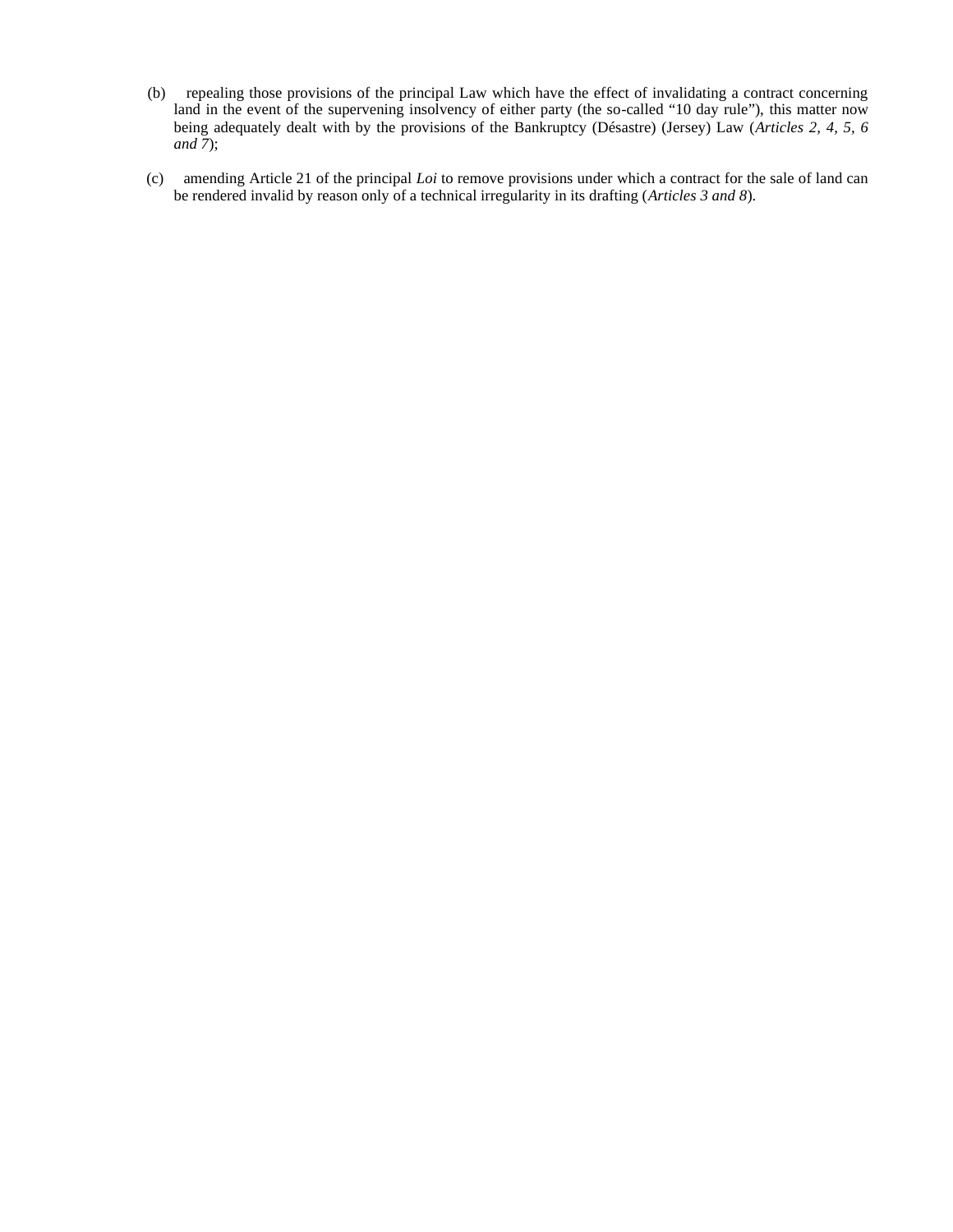(b) repealing those provisions of the principal Law which have the effect of invalidating a contract concerning land in the event of the supervening insolvency of either party (the so-called "10 day rule"), this matter now being adequately dealt with by the provisions of the Bankruptcy (Désastre) (Jersey) Law (*Articles 2, 4, 5, 6 and 7*);

(c) amending Article 21 of the principal *Loi* to remove provisions under which a contract for the sale of land can be rendered invalid by reason only of a technical irregularity in its drafting (*Articles 3 and 8*).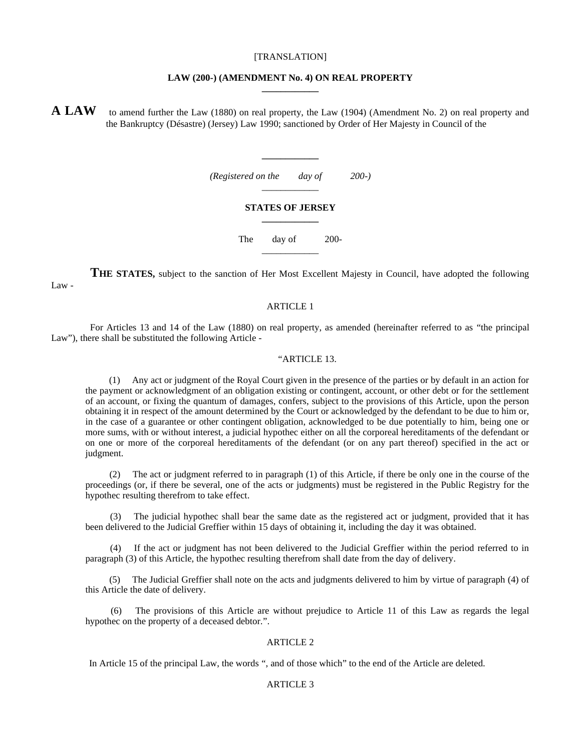[TRANSLATION]

**LAW (200-) (AMENDMENT No. 4) ON REAL PROPERTY**

---

**A LAW** to amend further the Law (1880) on real property, the Law (1904) (Amendment No. 2) on real property and the Bankruptcy (Désastre) (Jersey) Law 1990; sanctioned by Order of Her Majesty in Council of the

---

*(Registered on the day of 200-)*

---

**STATES OF JERSEY**

---

The day of 200-

---

**THE STATES,** subject to the sanction of Her Most Excellent Majesty in Council, have adopted the following Law -

ARTICLE 1

For Articles 13 and 14 of the Law (1880) on real property, as amended (hereinafter referred to as "the principal Law"), there shall be substituted the following Article -

"ARTICLE 13.

(1) Any act or judgment of the Royal Court given in the presence of the parties or by default in an action for the payment or acknowledgment of an obligation existing or contingent, account, or other debt or for the settlement of an account, or fixing the quantum of damages, confers, subject to the provisions of this Article, upon the person obtaining it in respect of the amount determined by the Court or acknowledged by the defendant to be due to him or, in the case of a guarantee or other contingent obligation, acknowledged to be due potentially to him, being one or more sums, with or without interest, a judicial hypothec either on all the corporeal hereditaments of the defendant or on one or more of the corporeal hereditaments of the defendant (or on any part thereof) specified in the act or judgment.

(2) The act or judgment referred to in paragraph (1) of this Article, if there be only one in the course of the proceedings (or, if there be several, one of the acts or judgments) must be registered in the Public Registry for the hypothec resulting therefrom to take effect.

(3) The judicial hypothec shall bear the same date as the registered act or judgment, provided that it has been delivered to the Judicial Greffier within 15 days of obtaining it, including the day it was obtained.

(4) If the act or judgment has not been delivered to the Judicial Greffier within the period referred to in paragraph (3) of this Article, the hypothec resulting therefrom shall date from the day of delivery.

(5) The Judicial Greffier shall note on the acts and judgments delivered to him by virtue of paragraph (4) of this Article the date of delivery.

(6) The provisions of this Article are without prejudice to Article 11 of this Law as regards the legal hypothec on the property of a deceased debtor.".

ARTICLE 2

In Article 15 of the principal Law, the words ", and of those which" to the end of the Article are deleted.

ARTICLE 3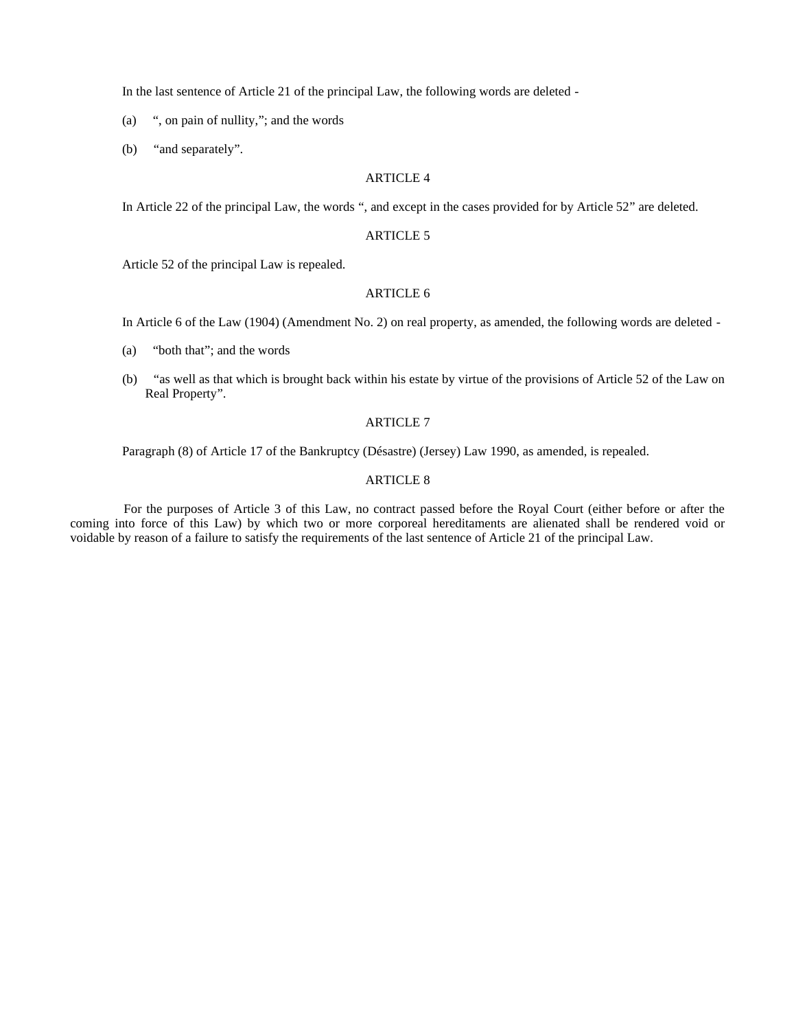In the last sentence of Article 21 of the principal Law, the following words are deleted -

(a) “, on pain of nullity,”; and the words

(b) “and separately”.

ARTICLE 4

In Article 22 of the principal Law, the words “, and except in the cases provided for by Article 52” are deleted.

ARTICLE 5

Article 52 of the principal Law is repealed.

ARTICLE 6

In Article 6 of the Law (1904) (Amendment No. 2) on real property, as amended, the following words are deleted -

(a) “both that”; and the words

(b) “as well as that which is brought back within his estate by virtue of the provisions of Article 52 of the Law on Real Property”.

ARTICLE 7

Paragraph (8) of Article 17 of the Bankruptcy (Désastre) (Jersey) Law 1990, as amended, is repealed.

ARTICLE 8

For the purposes of Article 3 of this Law, no contract passed before the Royal Court (either before or after the coming into force of this Law) by which two or more corporeal hereditaments are alienated shall be rendered void or voidable by reason of a failure to satisfy the requirements of the last sentence of Article 21 of the principal Law.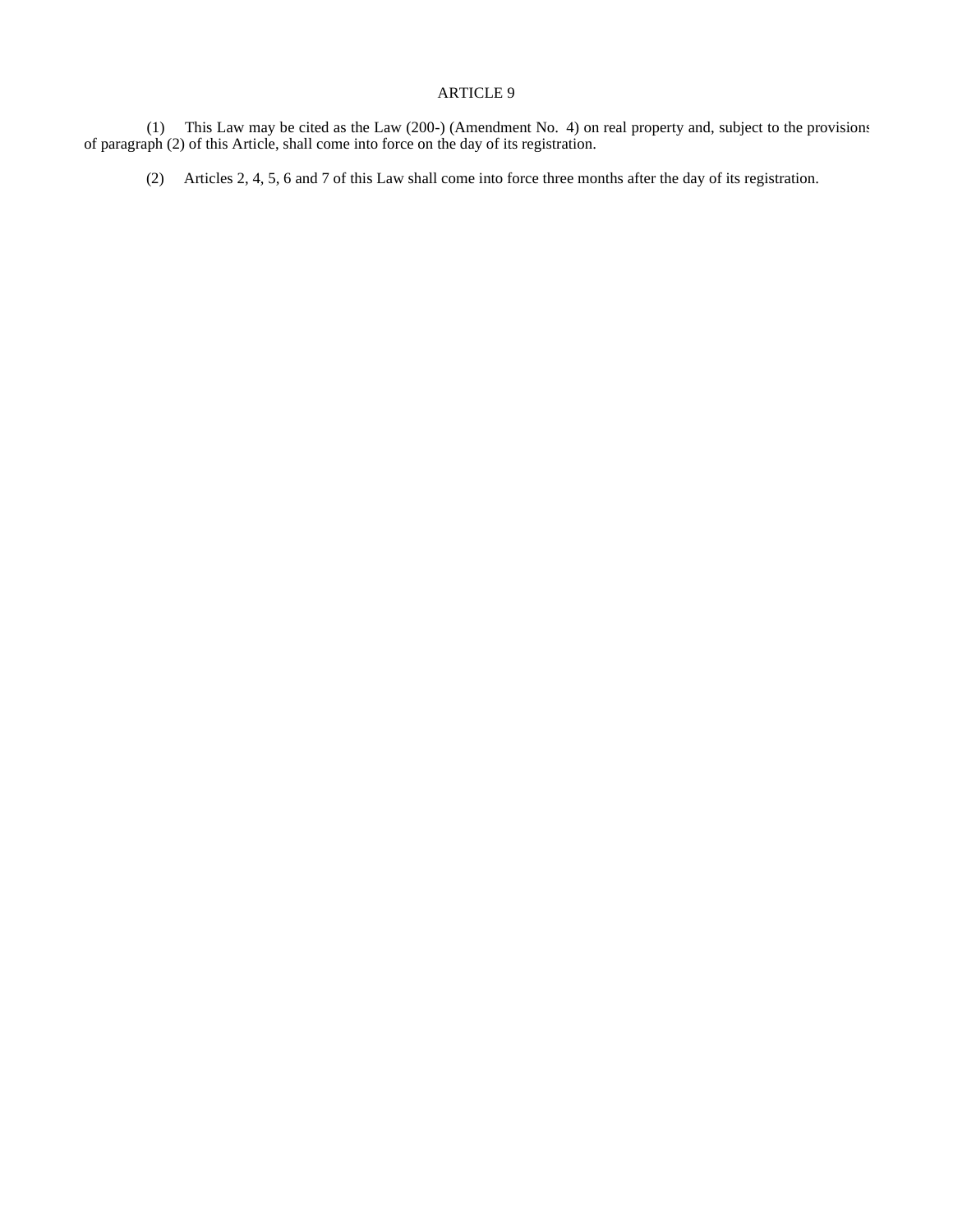ARTICLE 9

(1) This Law may be cited as the Law (200-) (Amendment No. 4) on real property and, subject to the provisions of paragraph (2) of this Article, shall come into force on the day of its registration.

(2) Articles 2, 4, 5, 6 and 7 of this Law shall come into force three months after the day of its registration.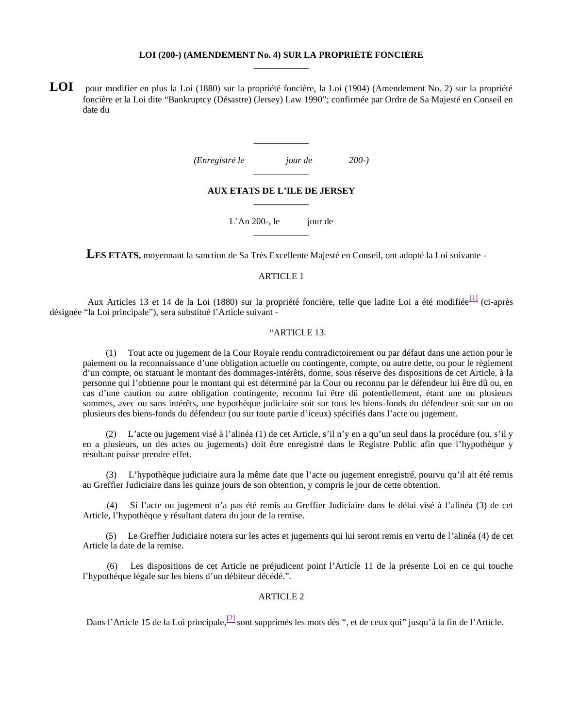**LOI (200-) (AMENDEMENT No. 4) SUR LA PROPRIÉTÉ FONCIÈRE**

---

**LOI** pour modifier en plus la Loi (1880) sur la propriété foncière, la Loi (1904) (Amendement No. 2) sur la propriété foncière et la Loi dite "Bankruptcy (Désastre) (Jersey) Law 1990"; confirmée par Ordre de Sa Majesté en Conseil en date du

---

*(Enregistré le jour de 200-)*

---

**AUX ETATS DE L'ILE DE JERSEY**

---

L'An 200-, le jour de

---

**LES ETATS,** moyennant la sanction de Sa Très Excellente Majesté en Conseil, ont adopté la Loi suivante -

ARTICLE 1

Aux Articles 13 et 14 de la Loi (1880) sur la propriété foncière, telle que ladite Loi a été modifiée[1] (ci-après désignée "la Loi principale"), sera substitué l'Article suivant -

"ARTICLE 13.

(1) Tout acte ou jugement de la Cour Royale rendu contradictoirement ou par défaut dans une action pour le paiement ou la reconnaissance d'une obligation actuelle ou contingente, compte, ou autre dette, ou pour le règlement d'un compte, ou statuant le montant des dommages-intérêts, donne, sous réserve des dispositions de cet Article, à la personne qui l'obtienne pour le montant qui est déterminé par la Cour ou reconnu par le défendeur lui être dû ou, en cas d'une caution ou autre obligation contingente, reconnu lui être dû potentiellement, étant une ou plusieurs sommes, avec ou sans intérêts, une hypothèque judiciaire soit sur tous les biens-fonds du défendeur soit sur un ou plusieurs des biens-fonds du défendeur (ou sur toute partie d'iceux) spécifiés dans l'acte ou jugement.

(2) L'acte ou jugement visé à l'alinéa (1) de cet Article, s'il n'y en a qu'un seul dans la procédure (ou, s'il y en a plusieurs, un des actes ou jugements) doit être enregistré dans le Registre Public afin que l'hypothèque y résultant puisse prendre effet.

(3) L'hypothèque judiciaire aura la même date que l'acte ou jugement enregistré, pourvu qu'il ait été remis au Greffier Judiciaire dans les quinze jours de son obtention, y compris le jour de cette obtention.

(4) Si l'acte ou jugement n'a pas été remis au Greffier Judiciaire dans le délai visé à l'alinéa (3) de cet Article, l'hypothèque y résultant datera du jour de la remise.

(5) Le Greffier Judiciaire notera sur les actes et jugements qui lui seront remis en vertu de l'alinéa (4) de cet Article la date de la remise.

(6) Les dispositions de cet Article ne préjudicent point l'Article 11 de la présente Loi en ce qui touche l'hypothèque légale sur les biens d'un débiteur décédé.".

ARTICLE 2

Dans l'Article 15 de la Loi principale,[2] sont supprimés les mots dès ", et de ceux qui" jusqu'à la fin de l'Article.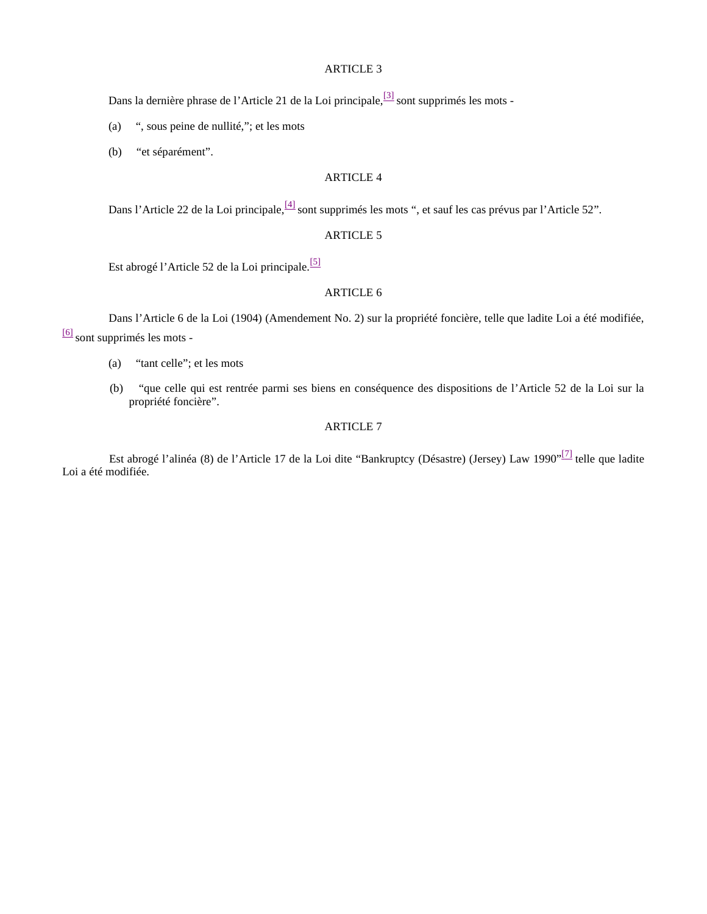ARTICLE 3

Dans la dernière phrase de l’Article 21 de la Loi principale,[3] sont supprimés les mots -

(a) “, sous peine de nullité,”; et les mots

(b) “et séparément”.

ARTICLE 4

Dans l’Article 22 de la Loi principale,[4] sont supprimés les mots “, et sauf les cas prévus par l’Article 52”.

ARTICLE 5

Est abrogé l’Article 52 de la Loi principale.[5]

ARTICLE 6

Dans l’Article 6 de la Loi (1904) (Amendement No. 2) sur la propriété foncière, telle que ladite Loi a été modifiée,[6] sont supprimés les mots -

(a) “tant celle”; et les mots

(b) “que celle qui est rentrée parmi ses biens en conséquence des dispositions de l’Article 52 de la Loi sur la propriété foncière”.

ARTICLE 7

Est abrogé l’alinéa (8) de l’Article 17 de la Loi dite “Bankruptcy (Désastre) (Jersey) Law 1990”[7] telle que ladite Loi a été modifiée.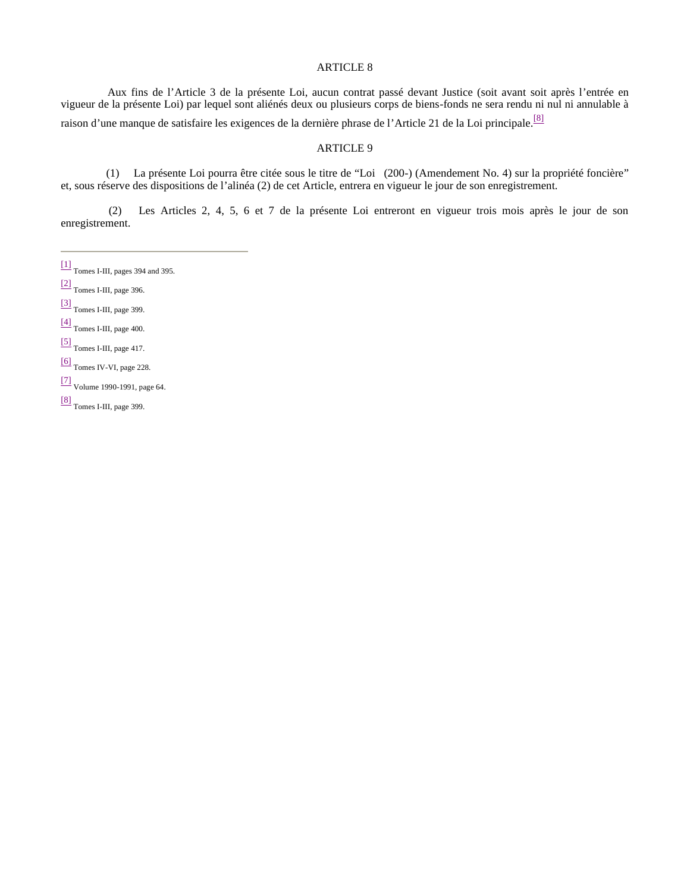ARTICLE 8

Aux fins de l'Article 3 de la présente Loi, aucun contrat passé devant Justice (soit avant soit après l'entrée en vigueur de la présente Loi) par lequel sont aliénés deux ou plusieurs corps de biens-fonds ne sera rendu ni nul ni annulable à raison d'une manque de satisfaire les exigences de la dernière phrase de l'Article 21 de la Loi principale.[8]

ARTICLE 9

(1) La présente Loi pourra être citée sous le titre de "Loi (200-) (Amendement No. 4) sur la propriété foncière" et, sous réserve des dispositions de l'alinéa (2) de cet Article, entrera en vigueur le jour de son enregistrement.

(2) Les Articles 2, 4, 5, 6 et 7 de la présente Loi entreront en vigueur trois mois après le jour de son enregistrement.

---

[1] Tomes I-III, pages 394 and 395.

[2] Tomes I-III, page 396.

[3] Tomes I-III, page 399.

[4] Tomes I-III, page 400.

[5] Tomes I-III, page 417.

[6] Tomes IV-VI, page 228.

[7] Volume 1990-1991, page 64.

[8] Tomes I-III, page 399.